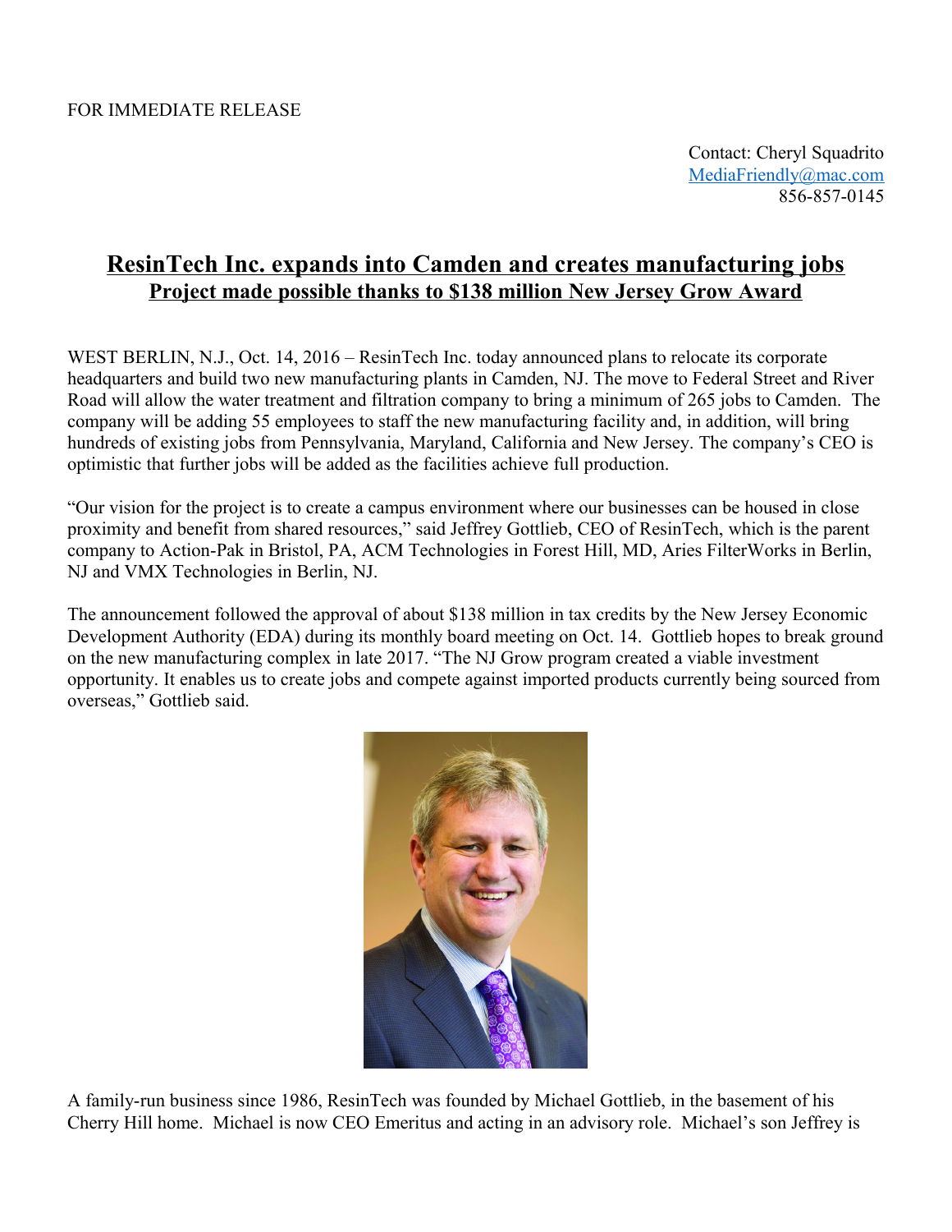FOR IMMEDIATE RELEASE

Contact: Cheryl Squadrito
MediaFriendly@mac.com
856-857-0145

# ResinTech Inc. expands into Camden and creates manufacturing jobs

## Project made possible thanks to $138 million New Jersey Grow Award

WEST BERLIN, N.J., Oct. 14, 2016 – ResinTech Inc. today announced plans to relocate its corporate headquarters and build two new manufacturing plants in Camden, NJ. The move to Federal Street and River Road will allow the water treatment and filtration company to bring a minimum of 265 jobs to Camden. The company will be adding 55 employees to staff the new manufacturing facility and, in addition, will bring hundreds of existing jobs from Pennsylvania, Maryland, California and New Jersey. The company's CEO is optimistic that further jobs will be added as the facilities achieve full production.

"Our vision for the project is to create a campus environment where our businesses can be housed in close proximity and benefit from shared resources," said Jeffrey Gottlieb, CEO of ResinTech, which is the parent company to Action-Pak in Bristol, PA, ACM Technologies in Forest Hill, MD, Aries FilterWorks in Berlin, NJ and VMX Technologies in Berlin, NJ.

The announcement followed the approval of about $138 million in tax credits by the New Jersey Economic Development Authority (EDA) during its monthly board meeting on Oct. 14. Gottlieb hopes to break ground on the new manufacturing complex in late 2017. "The NJ Grow program created a viable investment opportunity. It enables us to create jobs and compete against imported products currently being sourced from overseas," Gottlieb said.

A family-run business since 1986, ResinTech was founded by Michael Gottlieb, in the basement of his Cherry Hill home. Michael is now CEO Emeritus and acting in an advisory role. Michael's son Jeffrey is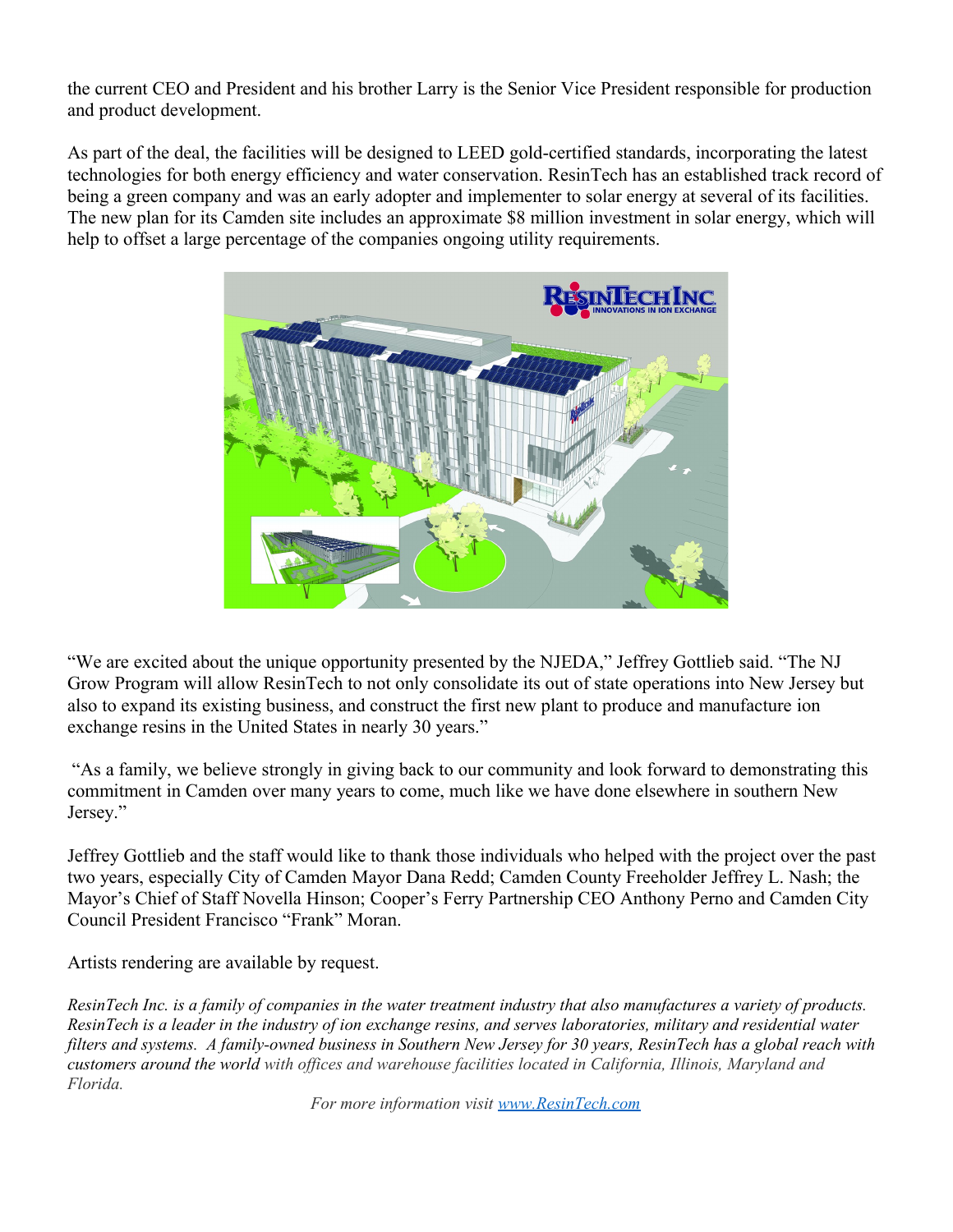the current CEO and President and his brother Larry is the Senior Vice President responsible for production and product development.

As part of the deal, the facilities will be designed to LEED gold-certified standards, incorporating the latest technologies for both energy efficiency and water conservation. ResinTech has an established track record of being a green company and was an early adopter and implementer to solar energy at several of its facilities. The new plan for its Camden site includes an approximate $8 million investment in solar energy, which will help to offset a large percentage of the companies ongoing utility requirements.

“We are excited about the unique opportunity presented by the NJEDA,” Jeffrey Gottlieb said. “The NJ Grow Program will allow ResinTech to not only consolidate its out of state operations into New Jersey but also to expand its existing business, and construct the first new plant to produce and manufacture ion exchange resins in the United States in nearly 30 years.”

“As a family, we believe strongly in giving back to our community and look forward to demonstrating this commitment in Camden over many years to come, much like we have done elsewhere in southern New Jersey.”

Jeffrey Gottlieb and the staff would like to thank those individuals who helped with the project over the past two years, especially City of Camden Mayor Dana Redd; Camden County Freeholder Jeffrey L. Nash; the Mayor’s Chief of Staff Novella Hinson; Cooper’s Ferry Partnership CEO Anthony Perno and Camden City Council President Francisco “Frank” Moran.

Artists rendering are available by request.

*ResinTech Inc. is a family of companies in the water treatment industry that also manufactures a variety of products. ResinTech is a leader in the industry of ion exchange resins, and serves laboratories, military and residential water filters and systems. A family-owned business in Southern New Jersey for 30 years, ResinTech has a global reach with customers around the world with offices and warehouse facilities located in California, Illinois, Maryland and Florida.*

*For more information visit [www.ResinTech.com](http://www.ResinTech.com)*